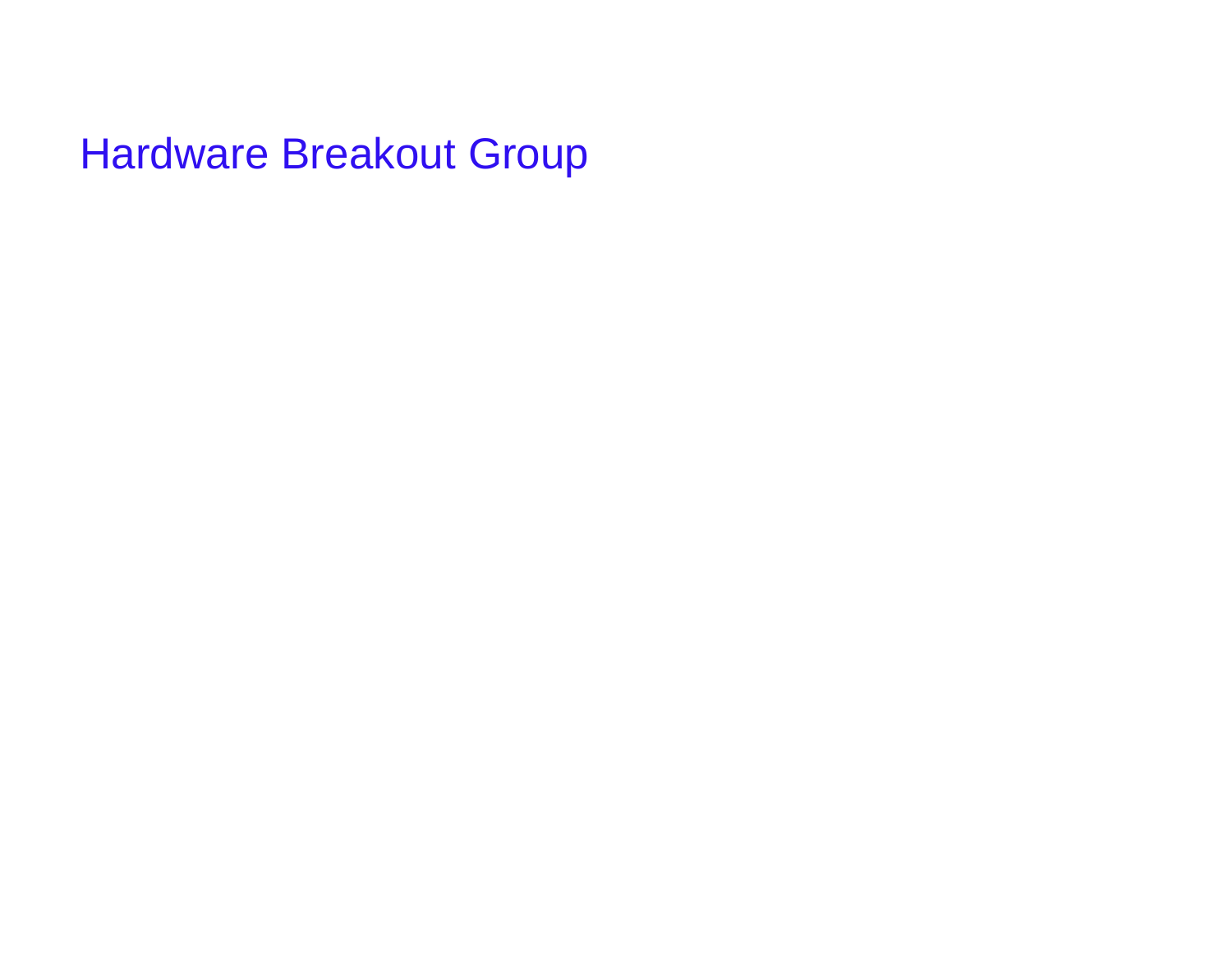# Hardware Breakout Group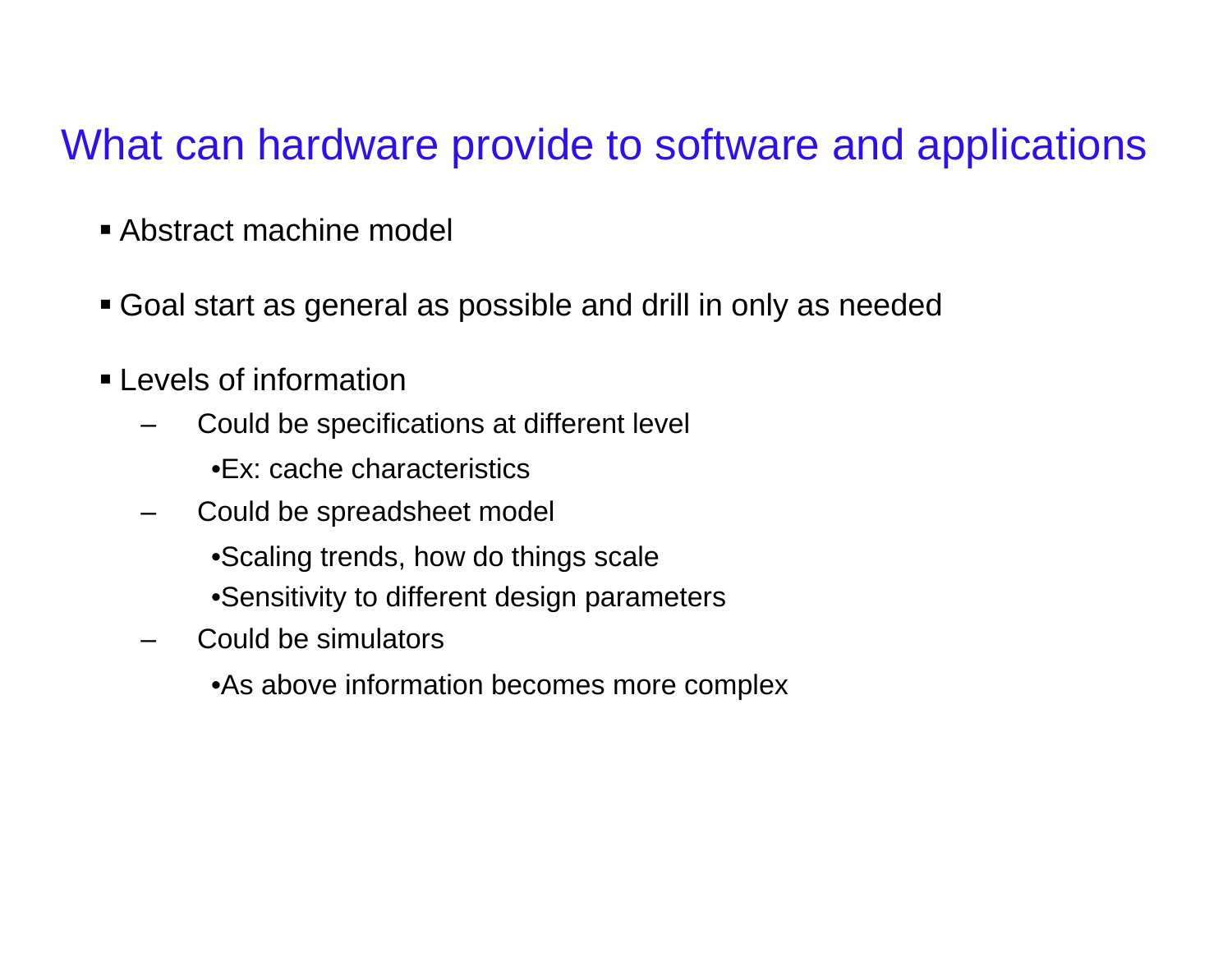# What can hardware provide to software and applications

- Abstract machine model
- Goal start as general as possible and drill in only as needed
- Levels of information
  - Could be specifications at different level
    - Ex: cache characteristics
  - Could be spreadsheet model
    - Scaling trends, how do things scale
    - Sensitivity to different design parameters
  - Could be simulators
    - As above information becomes more complex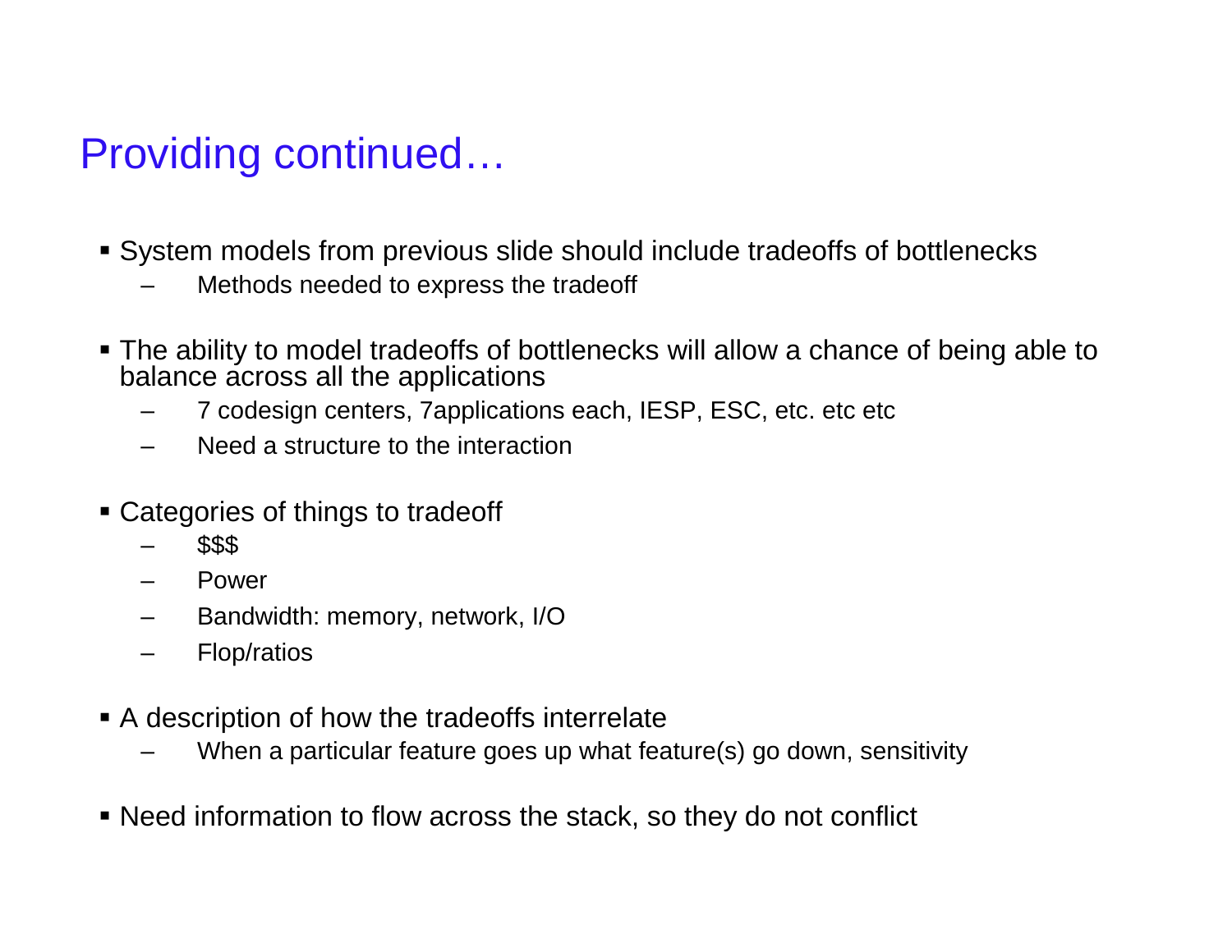# Providing continued…

- System models from previous slide should include tradeoffs of bottlenecks
  - Methods needed to express the tradeoff
- The ability to model tradeoffs of bottlenecks will allow a chance of being able to balance across all the applications
  - 7 codesign centers, 7applications each, IESP, ESC, etc. etc etc
  - Need a structure to the interaction
- Categories of things to tradeoff
  - $$$
  - Power
  - Bandwidth: memory, network, I/O
  - Flop/ratios
- A description of how the tradeoffs interrelate
  - When a particular feature goes up what feature(s) go down, sensitivity
- Need information to flow across the stack, so they do not conflict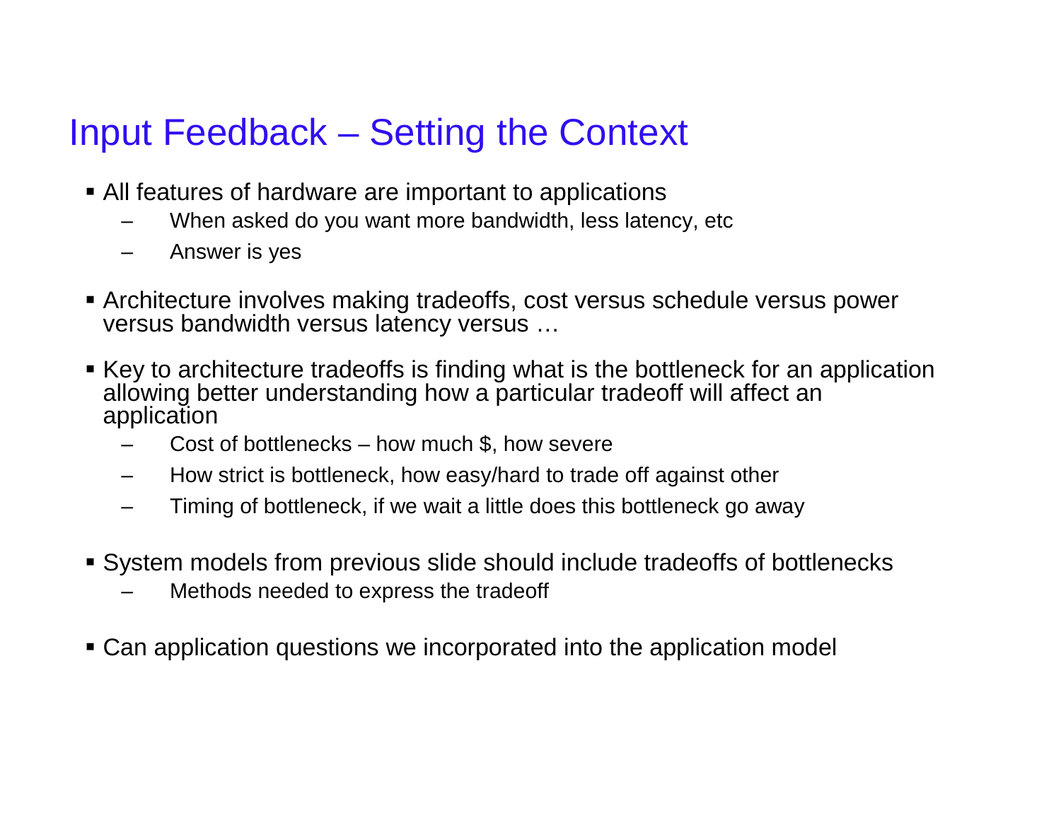# Input Feedback – Setting the Context

- All features of hardware are important to applications
  - When asked do you want more bandwidth, less latency, etc
  - Answer is yes
- Architecture involves making tradeoffs, cost versus schedule versus power versus bandwidth versus latency versus …
- Key to architecture tradeoffs is finding what is the bottleneck for an application allowing better understanding how a particular tradeoff will affect an application
  - Cost of bottlenecks – how much $, how severe
  - How strict is bottleneck, how easy/hard to trade off against other
  - Timing of bottleneck, if we wait a little does this bottleneck go away
- System models from previous slide should include tradeoffs of bottlenecks
  - Methods needed to express the tradeoff
- Can application questions we incorporated into the application model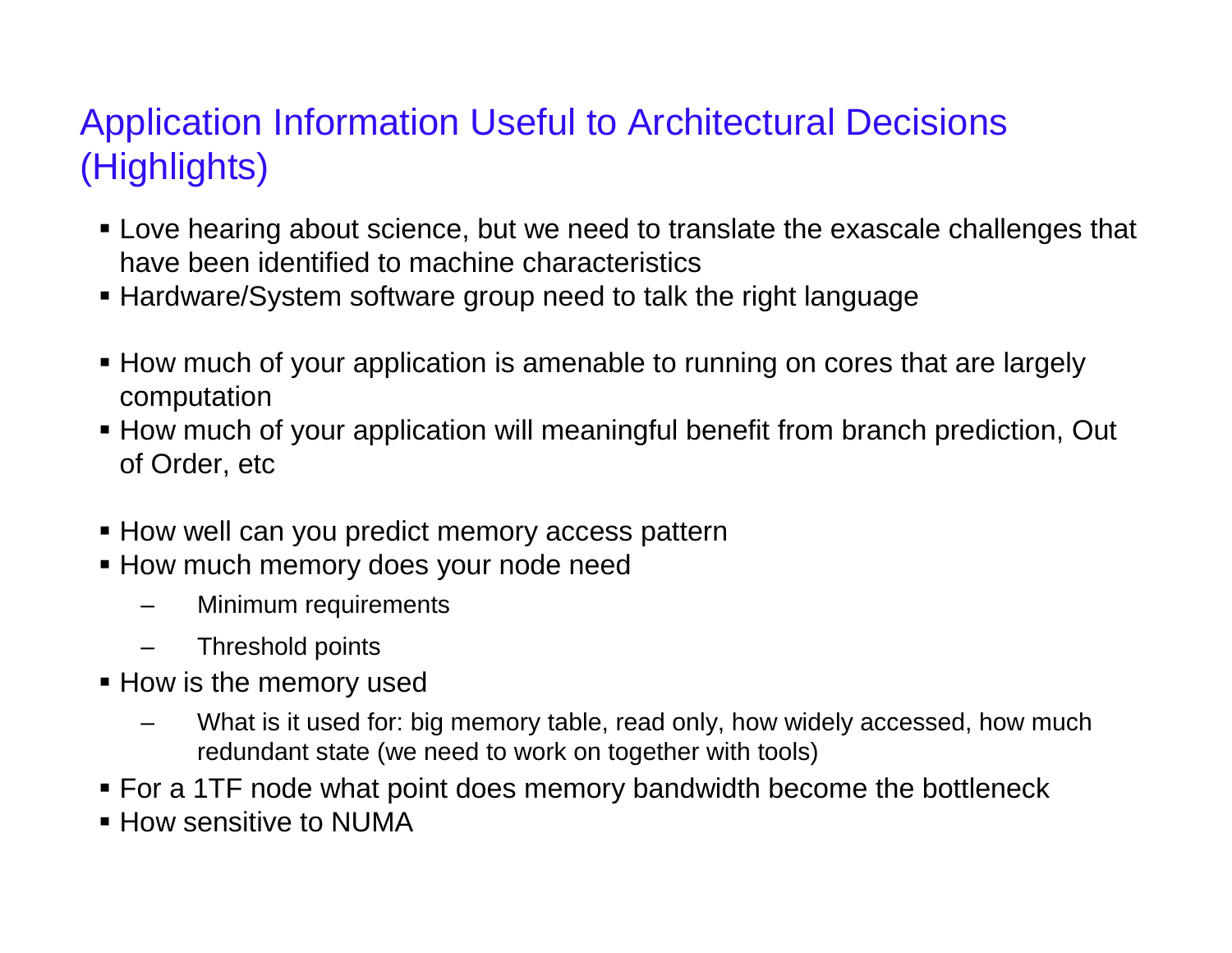# Application Information Useful to Architectural Decisions (Highlights)

- Love hearing about science, but we need to translate the exascale challenges that have been identified to machine characteristics
- Hardware/System software group need to talk the right language

- How much of your application is amenable to running on cores that are largely computation
- How much of your application will meaningful benefit from branch prediction, Out of Order, etc

- How well can you predict memory access pattern
- How much memory does your node need
  - Minimum requirements
  - Threshold points
- How is the memory used
  - What is it used for: big memory table, read only, how widely accessed, how much redundant state (we need to work on together with tools)
- For a 1TF node what point does memory bandwidth become the bottleneck
- How sensitive to NUMA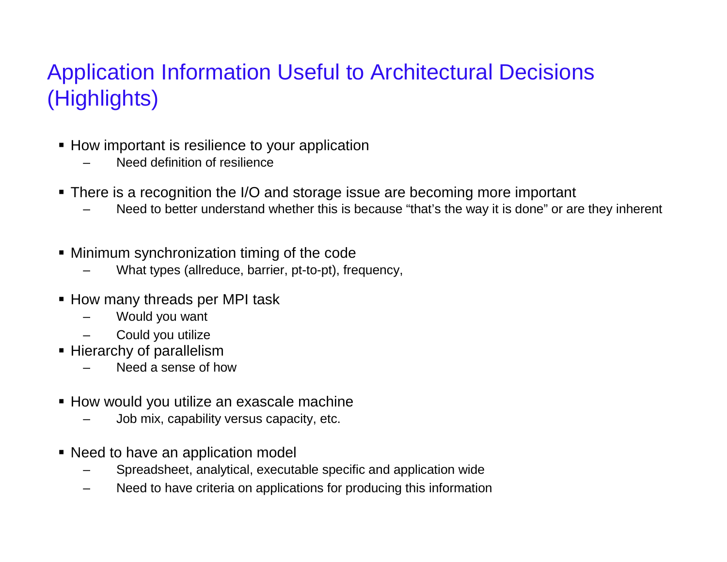# Application Information Useful to Architectural Decisions (Highlights)

- How important is resilience to your application
  - Need definition of resilience
- There is a recognition the I/O and storage issue are becoming more important
  - Need to better understand whether this is because "that's the way it is done" or are they inherent
- Minimum synchronization timing of the code
  - What types (allreduce, barrier, pt-to-pt), frequency,
- How many threads per MPI task
  - Would you want
  - Could you utilize
- Hierarchy of parallelism
  - Need a sense of how
- How would you utilize an exascale machine
  - Job mix, capability versus capacity, etc.
- Need to have an application model
  - Spreadsheet, analytical, executable specific and application wide
  - Need to have criteria on applications for producing this information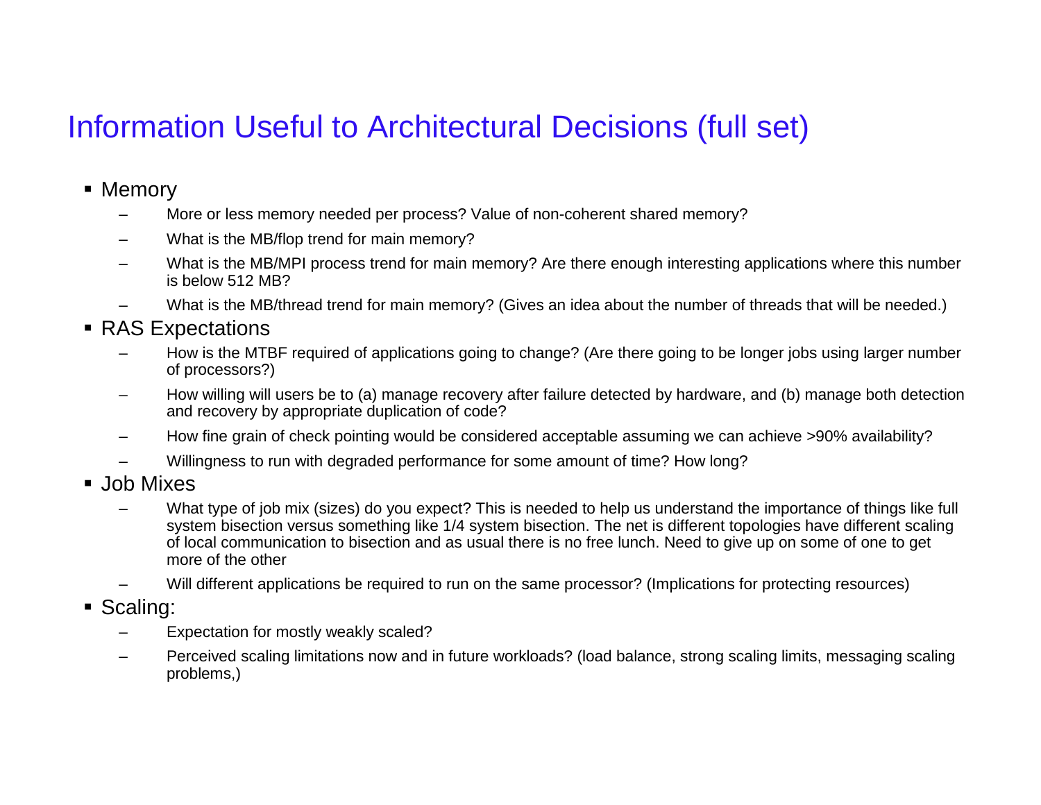# Information Useful to Architectural Decisions (full set)

- Memory
  - More or less memory needed per process? Value of non-coherent shared memory?
  - What is the MB/flop trend for main memory?
  - What is the MB/MPI process trend for main memory? Are there enough interesting applications where this number is below 512 MB?
  - What is the MB/thread trend for main memory? (Gives an idea about the number of threads that will be needed.)
- RAS Expectations
  - How is the MTBF required of applications going to change? (Are there going to be longer jobs using larger number of processors?)
  - How willing will users be to (a) manage recovery after failure detected by hardware, and (b) manage both detection and recovery by appropriate duplication of code?
  - How fine grain of check pointing would be considered acceptable assuming we can achieve >90% availability?
  - Willingness to run with degraded performance for some amount of time? How long?
- Job Mixes
  - What type of job mix (sizes) do you expect? This is needed to help us understand the importance of things like full system bisection versus something like 1/4 system bisection. The net is different topologies have different scaling of local communication to bisection and as usual there is no free lunch. Need to give up on some of one to get more of the other
  - Will different applications be required to run on the same processor? (Implications for protecting resources)
- Scaling:
  - Expectation for mostly weakly scaled?
  - Perceived scaling limitations now and in future workloads? (load balance, strong scaling limits, messaging scaling problems,)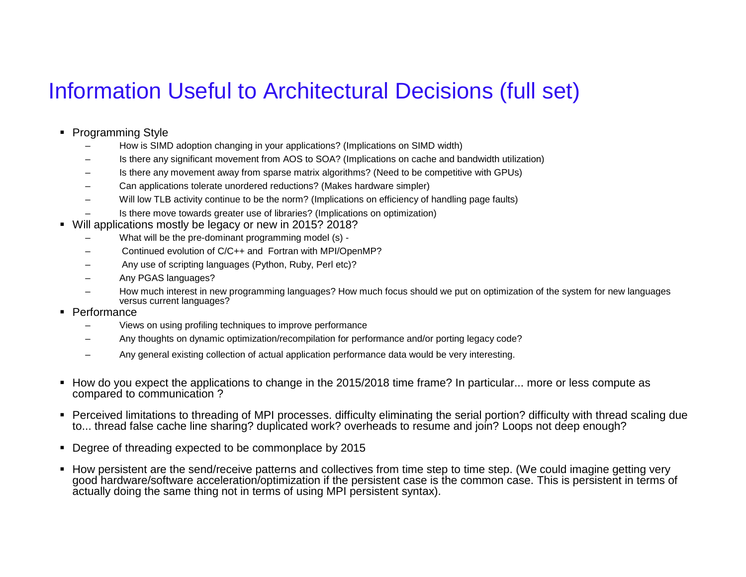# Information Useful to Architectural Decisions (full set)

- Programming Style
  - How is SIMD adoption changing in your applications? (Implications on SIMD width)
  - Is there any significant movement from AOS to SOA? (Implications on cache and bandwidth utilization)
  - Is there any movement away from sparse matrix algorithms? (Need to be competitive with GPUs)
  - Can applications tolerate unordered reductions? (Makes hardware simpler)
  - Will low TLB activity continue to be the norm? (Implications on efficiency of handling page faults)
  - Is there move towards greater use of libraries? (Implications on optimization)
- Will applications mostly be legacy or new in 2015? 2018?
  - What will be the pre-dominant programming model (s) -
  - Continued evolution of C/C++ and Fortran with MPI/OpenMP?
  - Any use of scripting languages (Python, Ruby, Perl etc)?
  - Any PGAS languages?
  - How much interest in new programming languages? How much focus should we put on optimization of the system for new languages versus current languages?
- Performance
  - Views on using profiling techniques to improve performance
  - Any thoughts on dynamic optimization/recompilation for performance and/or porting legacy code?
  - Any general existing collection of actual application performance data would be very interesting.
- How do you expect the applications to change in the 2015/2018 time frame? In particular... more or less compute as compared to communication ?
- Perceived limitations to threading of MPI processes. difficulty eliminating the serial portion? difficulty with thread scaling due to... thread false cache line sharing? duplicated work? overheads to resume and join? Loops not deep enough?
- Degree of threading expected to be commonplace by 2015
- How persistent are the send/receive patterns and collectives from time step to time step. (We could imagine getting very good hardware/software acceleration/optimization if the persistent case is the common case. This is persistent in terms of actually doing the same thing not in terms of using MPI persistent syntax).